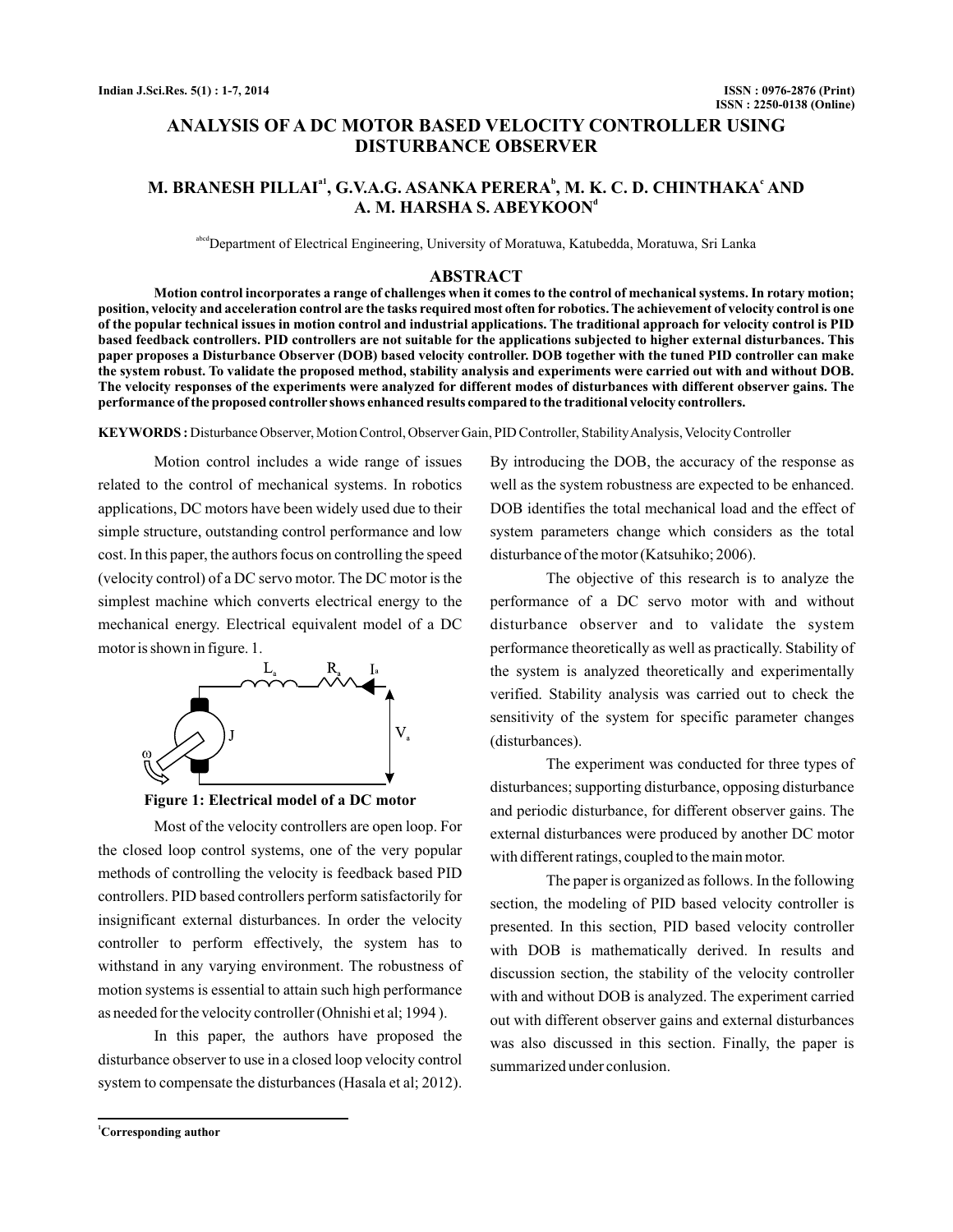# ANALYSIS OF A DC MOTOR BASED VELOCITY CONTROLLER USING DISTURBANCE OBSERVER

**M. BRANESH PILLAI[a1], G.V.A.G. ASANKA PERERA[b], M. K. C. D. CHINTHAKA[c] AND A. M. HARSHA S. ABEYKOON[d]**

[abcd]Department of Electrical Engineering, University of Moratuwa, Katubedda, Moratuwa, Sri Lanka

## ABSTRACT

**Motion control incorporates a range of challenges when it comes to the control of mechanical systems. In rotary motion; position, velocity and acceleration control are the tasks required most often for robotics. The achievement of velocity control is one of the popular technical issues in motion control and industrial applications. The traditional approach for velocity control is PID based feedback controllers. PID controllers are not suitable for the applications subjected to higher external disturbances. This paper proposes a Disturbance Observer (DOB) based velocity controller. DOB together with the tuned PID controller can make the system robust. To validate the proposed method, stability analysis and experiments were carried out with and without DOB. The velocity responses of the experiments were analyzed for different modes of disturbances with different observer gains. The performance of the proposed controller shows enhanced results compared to the traditional velocity controllers.**

**KEYWORDS :** Disturbance Observer, Motion Control, Observer Gain, PID Controller, Stability Analysis, Velocity Controller

Motion control includes a wide range of issues related to the control of mechanical systems. In robotics applications, DC motors have been widely used due to their simple structure, outstanding control performance and low cost. In this paper, the authors focus on controlling the speed (velocity control) of a DC servo motor. The DC motor is the simplest machine which converts electrical energy to the mechanical energy. Electrical equivalent model of a DC motor is shown in figure. 1.

**Figure 1: Electrical model of a DC motor**

Most of the velocity controllers are open loop. For the closed loop control systems, one of the very popular methods of controlling the velocity is feedback based PID controllers. PID based controllers perform satisfactorily for insignificant external disturbances. In order the velocity controller to perform effectively, the system has to withstand in any varying environment. The robustness of motion systems is essential to attain such high performance as needed for the velocity controller (Ohnishi et al; 1994 ).

In this paper, the authors have proposed the disturbance observer to use in a closed loop velocity control system to compensate the disturbances (Hasala et al; 2012). By introducing the DOB, the accuracy of the response as well as the system robustness are expected to be enhanced. DOB identifies the total mechanical load and the effect of system parameters change which considers as the total disturbance of the motor (Katsuhiko; 2006).

The objective of this research is to analyze the performance of a DC servo motor with and without disturbance observer and to validate the system performance theoretically as well as practically. Stability of the system is analyzed theoretically and experimentally verified. Stability analysis was carried out to check the sensitivity of the system for specific parameter changes (disturbances).

The experiment was conducted for three types of disturbances; supporting disturbance, opposing disturbance and periodic disturbance, for different observer gains. The external disturbances were produced by another DC motor with different ratings, coupled to the main motor.

The paper is organized as follows. In the following section, the modeling of PID based velocity controller is presented. In this section, PID based velocity controller with DOB is mathematically derived. In results and discussion section, the stability of the velocity controller with and without DOB is analyzed. The experiment carried out with different observer gains and external disturbances was also discussed in this section. Finally, the paper is summarized under conlusion.

[1]Corresponding author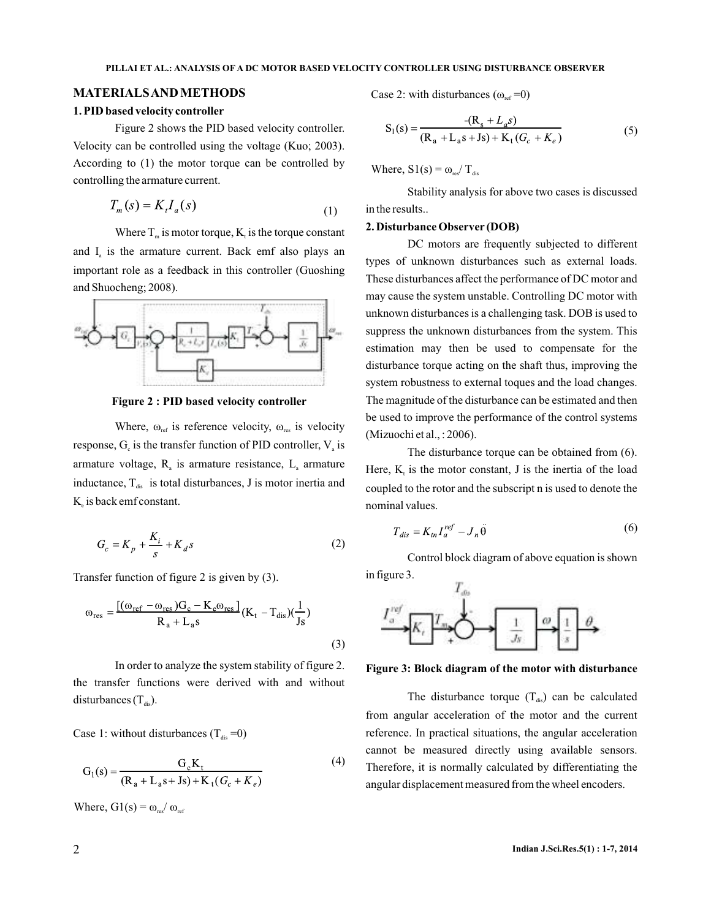## MATERIALS AND METHODS

### 1. PID based velocity controller

Figure 2 shows the PID based velocity controller. Velocity can be controlled using the voltage (Kuo; 2003). According to (1) the motor torque can be controlled by controlling the armature current.

$$T_m(s) = K_t I_a(s) \tag{1}$$

Where $T_m$ is motor torque, $K_t$ is the torque constant and $I_a$ is the armature current. Back emf also plays an important role as a feedback in this controller (Guoshing and Shuocheng; 2008).

**Figure 2 : PID based velocity controller**

Where, $\omega_{ref}$ is reference velocity, $\omega_{res}$ is velocity response, $G_c$ is the transfer function of PID controller, $V_a$ is armature voltage, $R_a$ is armature resistance, $L_a$ armature inductance, $T_{dis}$ is total disturbances, J is motor inertia and $K_e$ is back emf constant.

$$G_c = K_p + \frac{K_i}{s} + K_d s \tag{2}$$

Transfer function of figure 2 is given by (3).

$$\omega_{res} = \frac{[(\omega_{ref} - \omega_{res})G_c - K_e\omega_{res}]}{R_a + L_a s}(K_t - T_{dis})(\frac{1}{Js}) \tag{3}$$

In order to analyze the system stability of figure 2. the transfer functions were derived with and without disturbances ($T_{dis}$).

Case 1: without disturbances ($T_{dis}$ =0)

$$G_1(s) = \frac{G_c K_t}{(R_a + L_a s + Js) + K_t(G_c + K_e)} \tag{4}$$

Where, $G1(s) = \omega_{res}/\ \omega_{ref}$

Case 2: with disturbances ($\omega_{ref}$ =0)

$$S_1(s) = \frac{-(R_s + L_d s)}{(R_a + L_a s + Js) + K_t(G_c + K_e)} \tag{5}$$

Where, $S1(s) = \omega_{res}/\ T_{dis}$

Stability analysis for above two cases is discussed in the results..

### 2. Disturbance Observer (DOB)

DC motors are frequently subjected to different types of unknown disturbances such as external loads. These disturbances affect the performance of DC motor and may cause the system unstable. Controlling DC motor with unknown disturbances is a challenging task. DOB is used to suppress the unknown disturbances from the system. This estimation may then be used to compensate for the disturbance torque acting on the shaft thus, improving the system robustness to external toques and the load changes. The magnitude of the disturbance can be estimated and then be used to improve the performance of the control systems (Mizuochi et al., : 2006).

The disturbance torque can be obtained from (6). Here, $K_t$ is the motor constant, J is the inertia of the load coupled to the rotor and the subscript n is used to denote the nominal values.

$$T_{dis} = K_{tn} I_a^{ref} - J_n \ddot{\theta} \tag{6}$$

Control block diagram of above equation is shown in figure 3.

**Figure 3: Block diagram of the motor with disturbance**

The disturbance torque ($T_{dis}$) can be calculated from angular acceleration of the motor and the current reference. In practical situations, the angular acceleration cannot be measured directly using available sensors. Therefore, it is normally calculated by differentiating the angular displacement measured from the wheel encoders.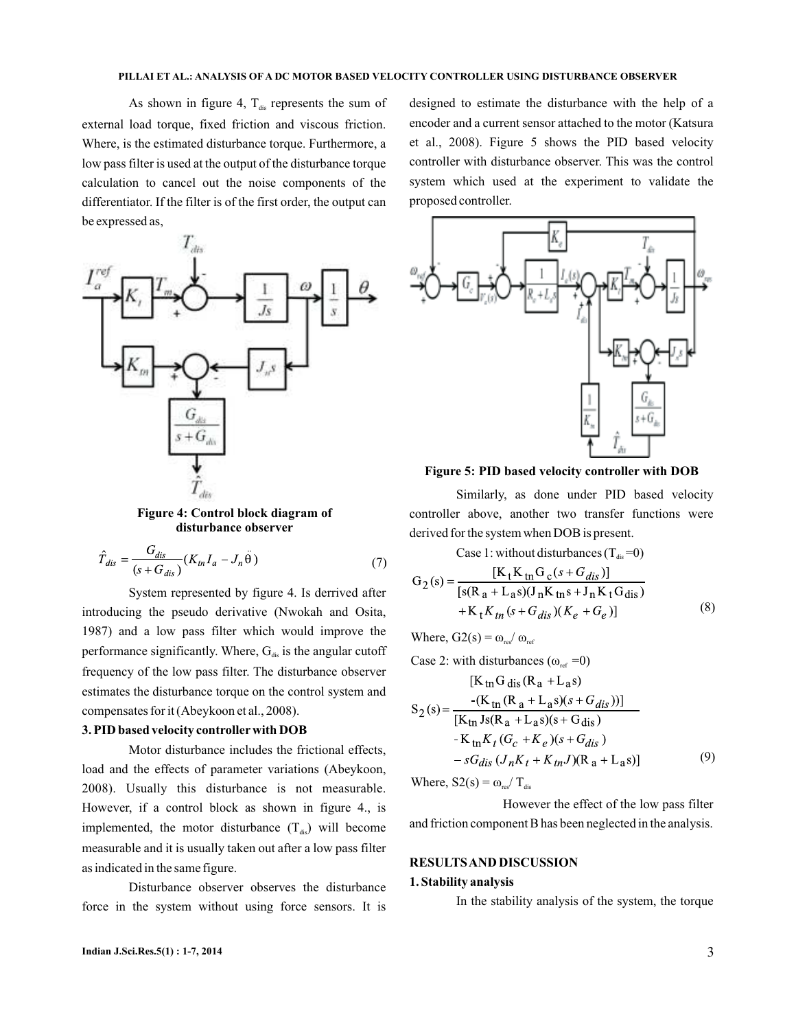As shown in figure 4, $T_{dis}$ represents the sum of external load torque, fixed friction and viscous friction. Where, is the estimated disturbance torque. Furthermore, a low pass filter is used at the output of the disturbance torque calculation to cancel out the noise components of the differentiator. If the filter is of the first order, the output can be expressed as,

Figure 4: Control block diagram of disturbance observer

$$\hat{T}_{dis} = \frac{G_{dis}}{(s + G_{dis})}(K_{tn} I_a - J_n \ddot{\theta}) \tag{7}$$

System represented by figure 4. Is derrived after introducing the pseudo derivative (Nwokah and Osita, 1987) and a low pass filter which would improve the performance significantly. Where, $G_{dis}$ is the angular cutoff frequency of the low pass filter. The disturbance observer estimates the disturbance torque on the control system and compensates for it (Abeykoon et al., 2008).

### 3. PID based velocity controller with DOB

Motor disturbance includes the frictional effects, load and the effects of parameter variations (Abeykoon, 2008). Usually this disturbance is not measurable. However, if a control block as shown in figure 4., is implemented, the motor disturbance ($T_{dis}$) will become measurable and it is usually taken out after a low pass filter as indicated in the same figure.

Disturbance observer observes the disturbance force in the system without using force sensors. It is designed to estimate the disturbance with the help of a encoder and a current sensor attached to the motor (Katsura et al., 2008). Figure 5 shows the PID based velocity controller with disturbance observer. This was the control system which used at the experiment to validate the proposed controller.

Figure 5: PID based velocity controller with DOB

Similarly, as done under PID based velocity controller above, another two transfer functions were derived for the system when DOB is present.

Case 1: without disturbances ($T_{dis}$ =0)

$$G_2(s) = \frac{[K_t K_{tn} G_c (s + G_{dis})]}{[s(R_a + L_a s)(J_n K_{tn} s + J_n K_t G_{dis}) + K_t K_{tn}(s + G_{dis})(K_e + G_e)]} \tag{8}$$

Where, $G2(s) = \omega_{res}/\ \omega_{ref}$

Case 2: with disturbances ($\omega_{ref}$ =0)

$$S_2(s) = \frac{[K_{tn} G_{dis}(R_a + L_a s) - (K_{tn}(R_a + L_a s)(s + G_{dis}))]}{[K_{tn} Js(R_a + L_a s)(s + G_{dis}) - K_{tn} K_t (G_c + K_e)(s + G_{dis}) - sG_{dis}(J_n K_t + K_{tn} J)(R_a + L_a s)]} \tag{9}$$

Where, $S2(s) = \omega_{res}/\ T_{dis}$

However the effect of the low pass filter and friction component B has been neglected in the analysis.

## RESULTS AND DISCUSSION

### 1. Stability analysis

In the stability analysis of the system, the torque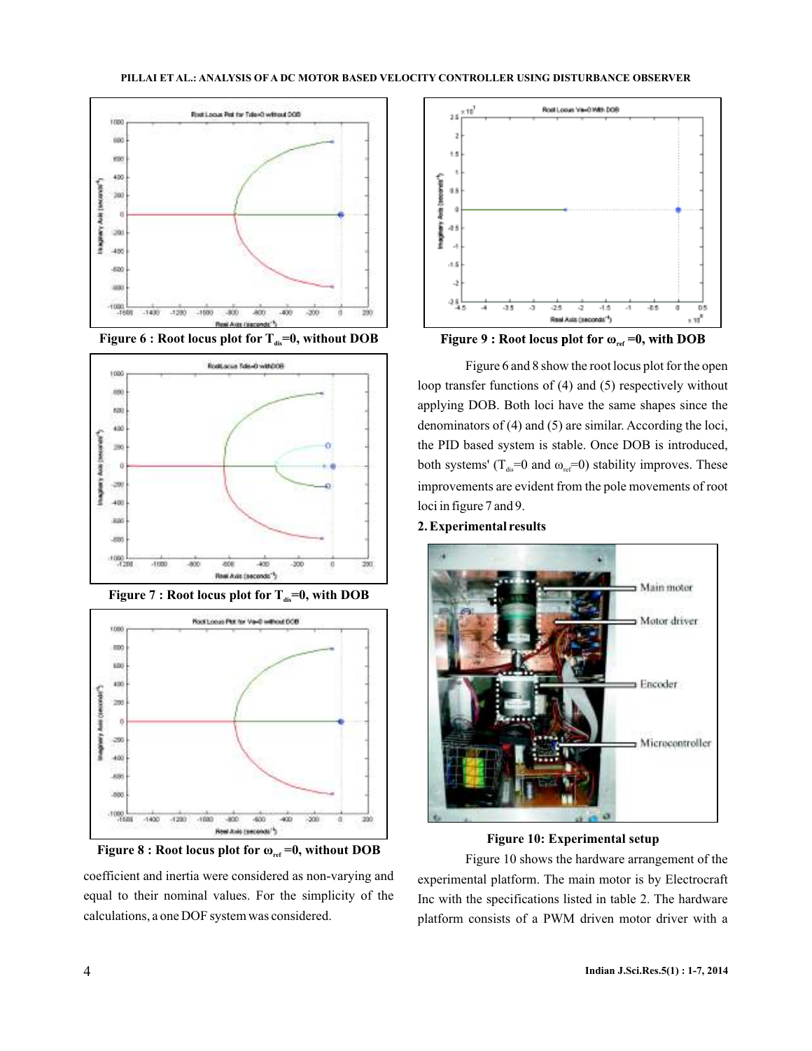Figure 6 : Root locus plot for $T_{dis}$=0, without DOB

Figure 7 : Root locus plot for $T_{dis}$=0, with DOB

Figure 8 : Root locus plot for $\omega_{ref}$ =0, without DOB

coefficient and inertia were considered as non-varying and equal to their nominal values. For the simplicity of the calculations, a one DOF system was considered.

Figure 9 : Root locus plot for $\omega_{ref}$ =0, with DOB

Figure 6 and 8 show the root locus plot for the open loop transfer functions of (4) and (5) respectively without applying DOB. Both loci have the same shapes since the denominators of (4) and (5) are similar. According the loci, the PID based system is stable. Once DOB is introduced, both systems' ($T_{dis}$=0 and $\omega_{ref}$=0) stability improves. These improvements are evident from the pole movements of root loci in figure 7 and 9.

**2. Experimental results**

Figure 10: Experimental setup

Figure 10 shows the hardware arrangement of the experimental platform. The main motor is by Electrocraft Inc with the specifications listed in table 2. The hardware platform consists of a PWM driven motor driver with a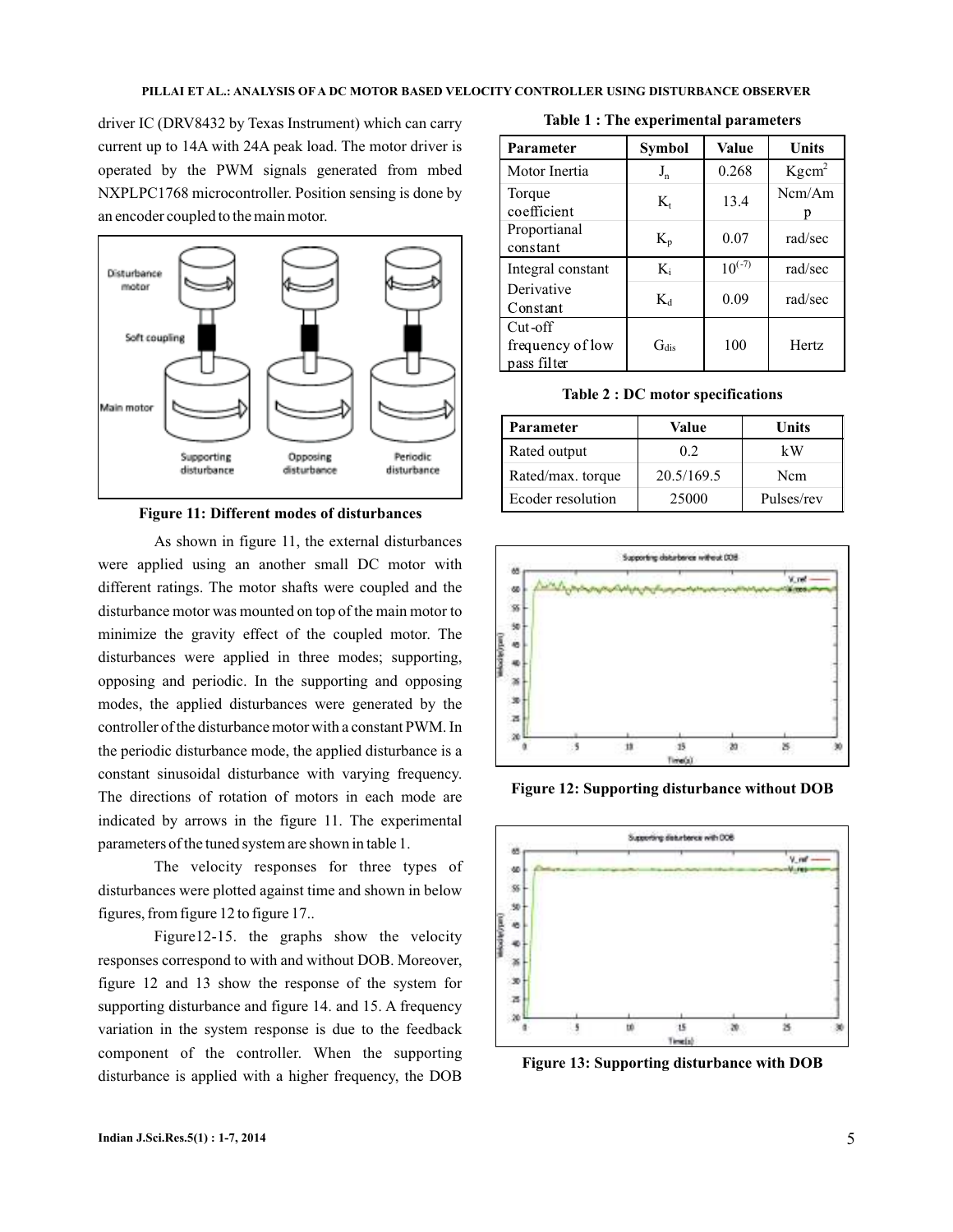driver IC (DRV8432 by Texas Instrument) which can carry current up to 14A with 24A peak load. The motor driver is operated by the PWM signals generated from mbed NXPLPC1768 microcontroller. Position sensing is done by an encoder coupled to the main motor.

**Figure 11: Different modes of disturbances**

As shown in figure 11, the external disturbances were applied using an another small DC motor with different ratings. The motor shafts were coupled and the disturbance motor was mounted on top of the main motor to minimize the gravity effect of the coupled motor. The disturbances were applied in three modes; supporting, opposing and periodic. In the supporting and opposing modes, the applied disturbances were generated by the controller of the disturbance motor with a constant PWM. In the periodic disturbance mode, the applied disturbance is a constant sinusoidal disturbance with varying frequency. The directions of rotation of motors in each mode are indicated by arrows in the figure 11. The experimental parameters of the tuned system are shown in table 1.

The velocity responses for three types of disturbances were plotted against time and shown in below figures, from figure 12 to figure 17..

Figure12-15. the graphs show the velocity responses correspond to with and without DOB. Moreover, figure 12 and 13 show the response of the system for supporting disturbance and figure 14. and 15. A frequency variation in the system response is due to the feedback component of the controller. When the supporting disturbance is applied with a higher frequency, the DOB

**Table 1 : The experimental parameters**

| Parameter | Symbol | Value | Units |
|---|---|---|---|
| Motor Inertia | $J_n$ | 0.268 | $Kgcm^2$ |
| Torque coefficient | $K_t$ | 13.4 | Ncm/Amp |
| Proportianal constant | $K_p$ | 0.07 | rad/sec |
| Integral constant | $K_i$ | $10^{(-7)}$ | rad/sec |
| Derivative Constant | $K_d$ | 0.09 | rad/sec |
| Cut-off frequency of low pass filter | $G_{dis}$ | 100 | Hertz |

**Table 2 : DC motor specifications**

| Parameter | Value | Units |
|---|---|---|
| Rated output | 0.2 | kW |
| Rated/max. torque | 20.5/169.5 | Ncm |
| Ecoder resolution | 25000 | Pulses/rev |

**Figure 12: Supporting disturbance without DOB**

**Figure 13: Supporting disturbance with DOB**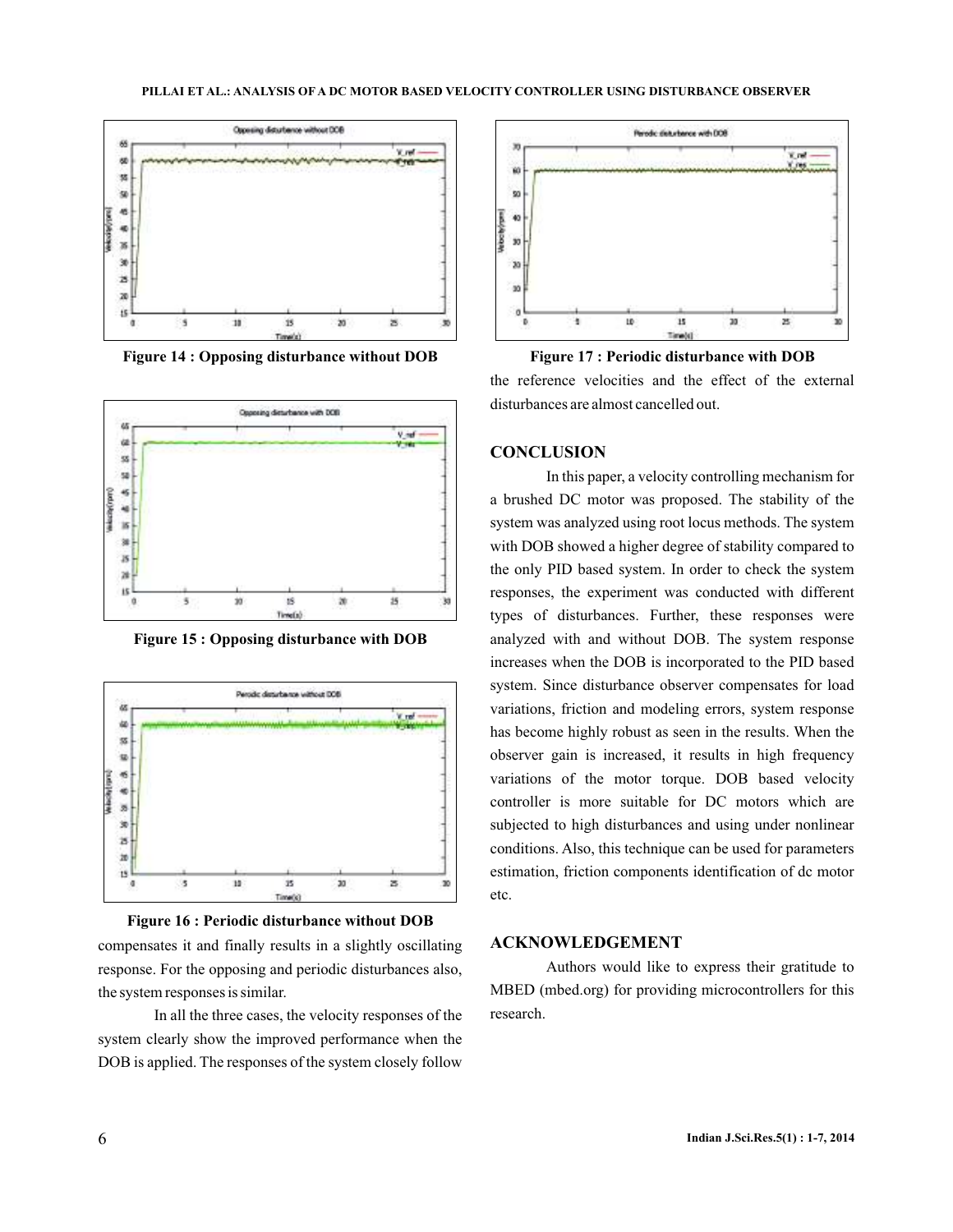Figure 14 : Opposing disturbance without DOB

Figure 15 : Opposing disturbance with DOB

Figure 16 : Periodic disturbance without DOB

compensates it and finally results in a slightly oscillating response. For the opposing and periodic disturbances also, the system responses is similar.

In all the three cases, the velocity responses of the system clearly show the improved performance when the DOB is applied. The responses of the system closely follow the reference velocities and the effect of the external disturbances are almost cancelled out.

Figure 17 : Periodic disturbance with DOB

## CONCLUSION

In this paper, a velocity controlling mechanism for a brushed DC motor was proposed. The stability of the system was analyzed using root locus methods. The system with DOB showed a higher degree of stability compared to the only PID based system. In order to check the system responses, the experiment was conducted with different types of disturbances. Further, these responses were analyzed with and without DOB. The system response increases when the DOB is incorporated to the PID based system. Since disturbance observer compensates for load variations, friction and modeling errors, system response has become highly robust as seen in the results. When the observer gain is increased, it results in high frequency variations of the motor torque. DOB based velocity controller is more suitable for DC motors which are subjected to high disturbances and using under nonlinear conditions. Also, this technique can be used for parameters estimation, friction components identification of dc motor etc.

## ACKNOWLEDGEMENT

Authors would like to express their gratitude to MBED (mbed.org) for providing microcontrollers for this research.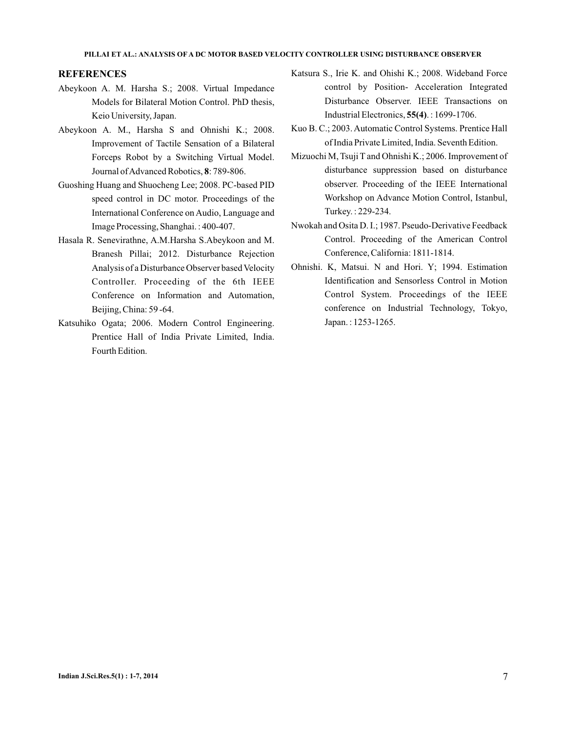## REFERENCES

Abeykoon A. M. Harsha S.; 2008. Virtual Impedance Models for Bilateral Motion Control. PhD thesis, Keio University, Japan.

Abeykoon A. M., Harsha S and Ohnishi K.; 2008. Improvement of Tactile Sensation of a Bilateral Forceps Robot by a Switching Virtual Model. Journal of Advanced Robotics, **8**: 789-806.

Guoshing Huang and Shuocheng Lee; 2008. PC-based PID speed control in DC motor. Proceedings of the International Conference on Audio, Language and Image Processing, Shanghai. : 400-407.

Hasala R. Senevirathne, A.M.Harsha S.Abeykoon and M. Branesh Pillai; 2012. Disturbance Rejection Analysis of a Disturbance Observer based Velocity Controller. Proceeding of the 6th IEEE Conference on Information and Automation, Beijing, China: 59 -64.

Katsuhiko Ogata; 2006. Modern Control Engineering. Prentice Hall of India Private Limited, India. Fourth Edition.

Katsura S., Irie K. and Ohishi K.; 2008. Wideband Force control by Position- Acceleration Integrated Disturbance Observer. IEEE Transactions on Industrial Electronics, **55(4)**. : 1699-1706.

Kuo B. C.; 2003. Automatic Control Systems. Prentice Hall of India Private Limited, India. Seventh Edition.

Mizuochi M, Tsuji T and Ohnishi K.; 2006. Improvement of disturbance suppression based on disturbance observer. Proceeding of the IEEE International Workshop on Advance Motion Control, Istanbul, Turkey. : 229-234.

Nwokah and Osita D. I.; 1987. Pseudo-Derivative Feedback Control. Proceeding of the American Control Conference, California: 1811-1814.

Ohnishi. K, Matsui. N and Hori. Y; 1994. Estimation Identification and Sensorless Control in Motion Control System. Proceedings of the IEEE conference on Industrial Technology, Tokyo, Japan. : 1253-1265.